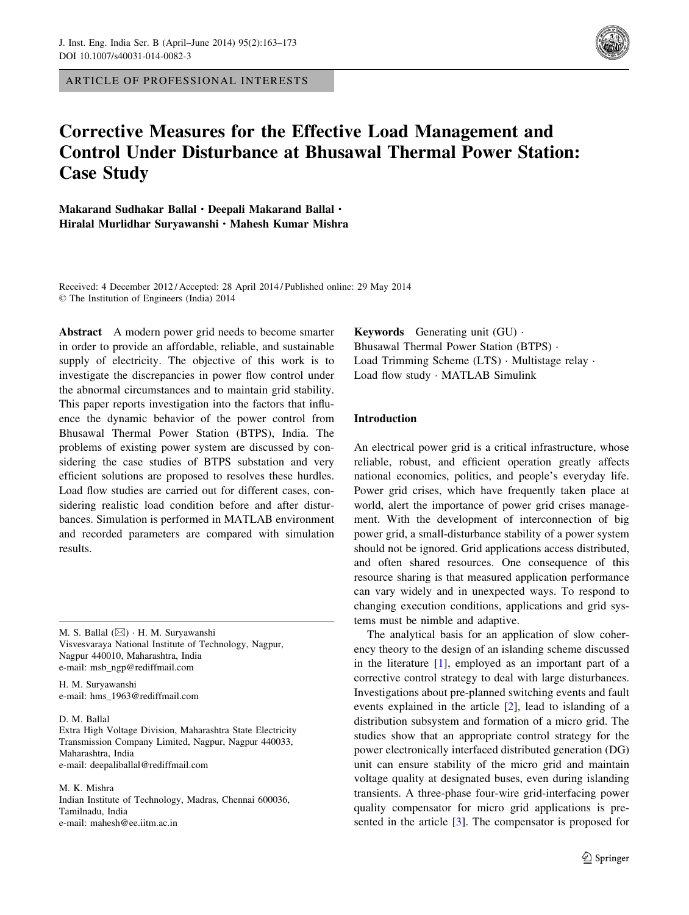ARTICLE OF PROFESSIONAL INTERESTS

# Corrective Measures for the Effective Load Management and Control Under Disturbance at Bhusawal Thermal Power Station: Case Study

**Makarand Sudhakar Ballal · Deepali Makarand Ballal · Hiralal Murlidhar Suryawanshi · Mahesh Kumar Mishra**

Received: 4 December 2012 / Accepted: 28 April 2014 / Published online: 29 May 2014
© The Institution of Engineers (India) 2014

**Abstract** A modern power grid needs to become smarter in order to provide an affordable, reliable, and sustainable supply of electricity. The objective of this work is to investigate the discrepancies in power flow control under the abnormal circumstances and to maintain grid stability. This paper reports investigation into the factors that influence the dynamic behavior of the power control from Bhusawal Thermal Power Station (BTPS), India. The problems of existing power system are discussed by considering the case studies of BTPS substation and very efficient solutions are proposed to resolves these hurdles. Load flow studies are carried out for different cases, considering realistic load condition before and after disturbances. Simulation is performed in MATLAB environment and recorded parameters are compared with simulation results.

**Keywords** Generating unit (GU) · Bhusawal Thermal Power Station (BTPS) · Load Trimming Scheme (LTS) · Multistage relay · Load flow study · MATLAB Simulink

M. S. Ballal (✉) · H. M. Suryawanshi
Visvesvaraya National Institute of Technology, Nagpur, Nagpur 440010, Maharashtra, India
e-mail: msb_ngp@rediffmail.com

H. M. Suryawanshi
e-mail: hms_1963@rediffmail.com

D. M. Ballal
Extra High Voltage Division, Maharashtra State Electricity Transmission Company Limited, Nagpur, Nagpur 440033, Maharashtra, India
e-mail: deepaliballal@rediffmail.com

M. K. Mishra
Indian Institute of Technology, Madras, Chennai 600036, Tamilnadu, India
e-mail: mahesh@ee.iitm.ac.in

## Introduction

An electrical power grid is a critical infrastructure, whose reliable, robust, and efficient operation greatly affects national economics, politics, and people's everyday life. Power grid crises, which have frequently taken place at world, alert the importance of power grid crises management. With the development of interconnection of big power grid, a small-disturbance stability of a power system should not be ignored. Grid applications access distributed, and often shared resources. One consequence of this resource sharing is that measured application performance can vary widely and in unexpected ways. To respond to changing execution conditions, applications and grid systems must be nimble and adaptive.

The analytical basis for an application of slow coherency theory to the design of an islanding scheme discussed in the literature [1], employed as an important part of a corrective control strategy to deal with large disturbances. Investigations about pre-planned switching events and fault events explained in the article [2], lead to islanding of a distribution subsystem and formation of a micro grid. The studies show that an appropriate control strategy for the power electronically interfaced distributed generation (DG) unit can ensure stability of the micro grid and maintain voltage quality at designated buses, even during islanding transients. A three-phase four-wire grid-interfacing power quality compensator for micro grid applications is presented in the article [3]. The compensator is proposed for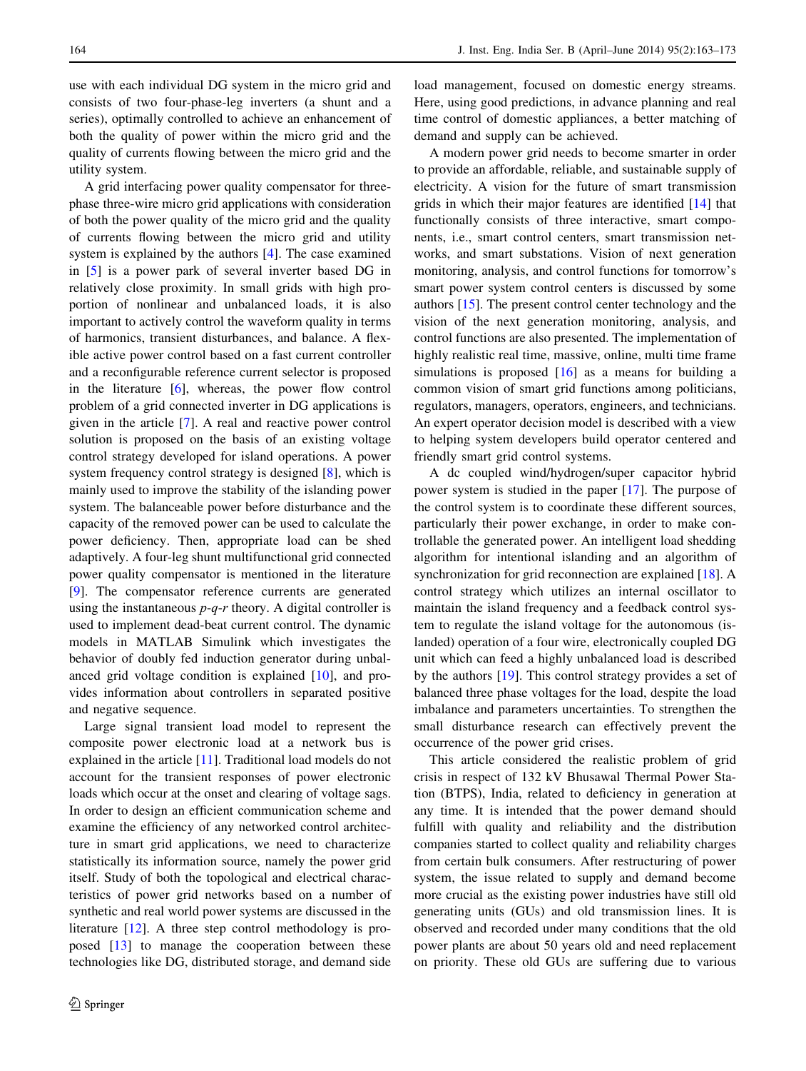use with each individual DG system in the micro grid and consists of two four-phase-leg inverters (a shunt and a series), optimally controlled to achieve an enhancement of both the quality of power within the micro grid and the quality of currents flowing between the micro grid and the utility system.

A grid interfacing power quality compensator for three-phase three-wire micro grid applications with consideration of both the power quality of the micro grid and the quality of currents flowing between the micro grid and utility system is explained by the authors [4]. The case examined in [5] is a power park of several inverter based DG in relatively close proximity. In small grids with high proportion of nonlinear and unbalanced loads, it is also important to actively control the waveform quality in terms of harmonics, transient disturbances, and balance. A flexible active power control based on a fast current controller and a reconfigurable reference current selector is proposed in the literature [6], whereas, the power flow control problem of a grid connected inverter in DG applications is given in the article [7]. A real and reactive power control solution is proposed on the basis of an existing voltage control strategy developed for island operations. A power system frequency control strategy is designed [8], which is mainly used to improve the stability of the islanding power system. The balanceable power before disturbance and the capacity of the removed power can be used to calculate the power deficiency. Then, appropriate load can be shed adaptively. A four-leg shunt multifunctional grid connected power quality compensator is mentioned in the literature [9]. The compensator reference currents are generated using the instantaneous *p*-*q*-*r* theory. A digital controller is used to implement dead-beat current control. The dynamic models in MATLAB Simulink which investigates the behavior of doubly fed induction generator during unbalanced grid voltage condition is explained [10], and provides information about controllers in separated positive and negative sequence.

Large signal transient load model to represent the composite power electronic load at a network bus is explained in the article [11]. Traditional load models do not account for the transient responses of power electronic loads which occur at the onset and clearing of voltage sags. In order to design an efficient communication scheme and examine the efficiency of any networked control architecture in smart grid applications, we need to characterize statistically its information source, namely the power grid itself. Study of both the topological and electrical characteristics of power grid networks based on a number of synthetic and real world power systems are discussed in the literature [12]. A three step control methodology is proposed [13] to manage the cooperation between these technologies like DG, distributed storage, and demand side load management, focused on domestic energy streams. Here, using good predictions, in advance planning and real time control of domestic appliances, a better matching of demand and supply can be achieved.

A modern power grid needs to become smarter in order to provide an affordable, reliable, and sustainable supply of electricity. A vision for the future of smart transmission grids in which their major features are identified [14] that functionally consists of three interactive, smart components, i.e., smart control centers, smart transmission networks, and smart substations. Vision of next generation monitoring, analysis, and control functions for tomorrow's smart power system control centers is discussed by some authors [15]. The present control center technology and the vision of the next generation monitoring, analysis, and control functions are also presented. The implementation of highly realistic real time, massive, online, multi time frame simulations is proposed [16] as a means for building a common vision of smart grid functions among politicians, regulators, managers, operators, engineers, and technicians. An expert operator decision model is described with a view to helping system developers build operator centered and friendly smart grid control systems.

A dc coupled wind/hydrogen/super capacitor hybrid power system is studied in the paper [17]. The purpose of the control system is to coordinate these different sources, particularly their power exchange, in order to make controllable the generated power. An intelligent load shedding algorithm for intentional islanding and an algorithm of synchronization for grid reconnection are explained [18]. A control strategy which utilizes an internal oscillator to maintain the island frequency and a feedback control system to regulate the island voltage for the autonomous (islanded) operation of a four wire, electronically coupled DG unit which can feed a highly unbalanced load is described by the authors [19]. This control strategy provides a set of balanced three phase voltages for the load, despite the load imbalance and parameters uncertainties. To strengthen the small disturbance research can effectively prevent the occurrence of the power grid crises.

This article considered the realistic problem of grid crisis in respect of 132 kV Bhusawal Thermal Power Station (BTPS), India, related to deficiency in generation at any time. It is intended that the power demand should fulfill with quality and reliability and the distribution companies started to collect quality and reliability charges from certain bulk consumers. After restructuring of power system, the issue related to supply and demand become more crucial as the existing power industries have still old generating units (GUs) and old transmission lines. It is observed and recorded under many conditions that the old power plants are about 50 years old and need replacement on priority. These old GUs are suffering due to various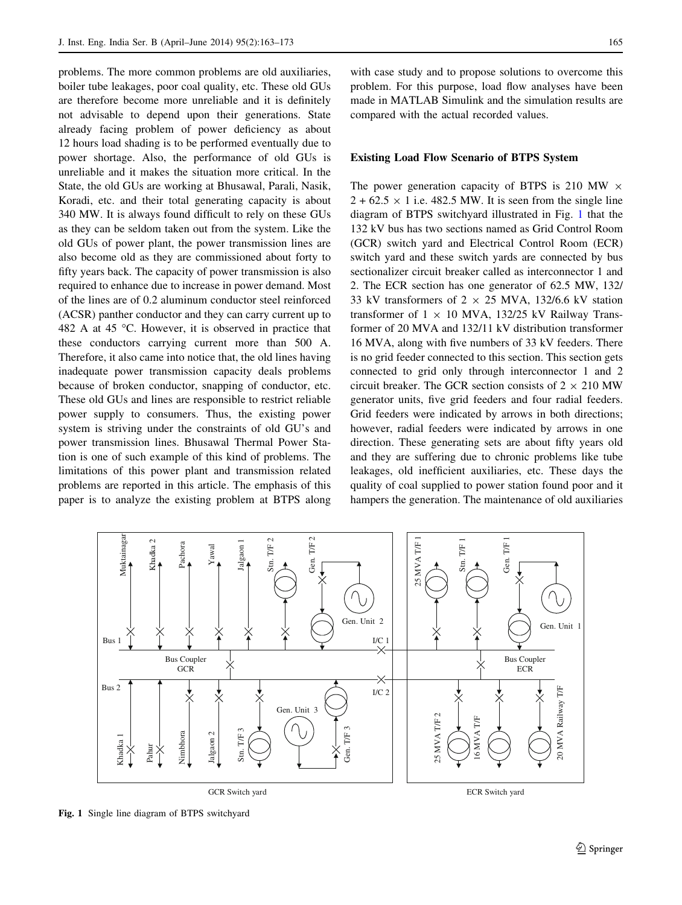problems. The more common problems are old auxiliaries, boiler tube leakages, poor coal quality, etc. These old GUs are therefore become more unreliable and it is definitely not advisable to depend upon their generations. State already facing problem of power deficiency as about 12 hours load shading is to be performed eventually due to power shortage. Also, the performance of old GUs is unreliable and it makes the situation more critical. In the State, the old GUs are working at Bhusawal, Parali, Nasik, Koradi, etc. and their total generating capacity is about 340 MW. It is always found difficult to rely on these GUs as they can be seldom taken out from the system. Like the old GUs of power plant, the power transmission lines are also become old as they are commissioned about forty to fifty years back. The capacity of power transmission is also required to enhance due to increase in power demand. Most of the lines are of 0.2 aluminum conductor steel reinforced (ACSR) panther conductor and they can carry current up to 482 A at 45 °C. However, it is observed in practice that these conductors carrying current more than 500 A. Therefore, it also came into notice that, the old lines having inadequate power transmission capacity deals problems because of broken conductor, snapping of conductor, etc. These old GUs and lines are responsible to restrict reliable power supply to consumers. Thus, the existing power system is striving under the constraints of old GU's and power transmission lines. Bhusawal Thermal Power Station is one of such example of this kind of problems. The limitations of this power plant and transmission related problems are reported in this article. The emphasis of this paper is to analyze the existing problem at BTPS along with case study and to propose solutions to overcome this problem. For this purpose, load flow analyses have been made in MATLAB Simulink and the simulation results are compared with the actual recorded values.

## Existing Load Flow Scenario of BTPS System

The power generation capacity of BTPS is 210 MW $\times$ 2 + 62.5 $\times$ 1 i.e. 482.5 MW. It is seen from the single line diagram of BTPS switchyard illustrated in Fig. 1 that the 132 kV bus has two sections named as Grid Control Room (GCR) switch yard and Electrical Control Room (ECR) switch yard and these switch yards are connected by bus sectionalizer circuit breaker called as interconnector 1 and 2. The ECR section has one generator of 62.5 MW, 132/33 kV transformers of 2 $\times$ 25 MVA, 132/6.6 kV station transformer of 1 $\times$ 10 MVA, 132/25 kV Railway Transformer of 20 MVA and 132/11 kV distribution transformer 16 MVA, along with five numbers of 33 kV feeders. There is no grid feeder connected to this section. This section gets connected to grid only through interconnector 1 and 2 circuit breaker. The GCR section consists of 2 $\times$ 210 MW generator units, five grid feeders and four radial feeders. Grid feeders were indicated by arrows in both directions; however, radial feeders were indicated by arrows in one direction. These generating sets are about fifty years old and they are suffering due to chronic problems like tube leakages, old inefficient auxiliaries, etc. These days the quality of coal supplied to power station found poor and it hampers the generation. The maintenance of old auxiliaries

Fig. 1 Single line diagram of BTPS switchyard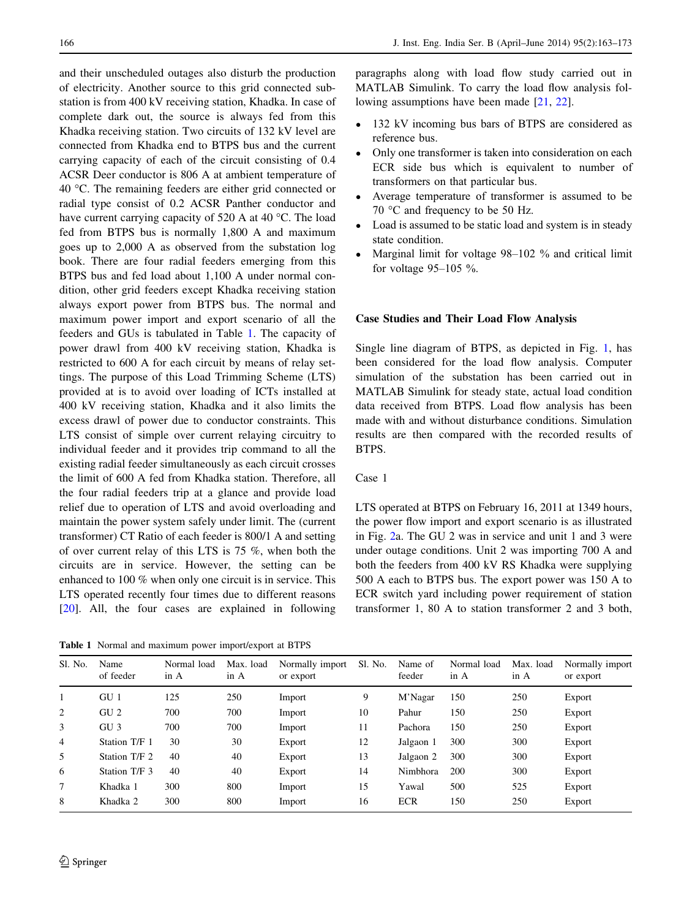and their unscheduled outages also disturb the production of electricity. Another source to this grid connected substation is from 400 kV receiving station, Khadka. In case of complete dark out, the source is always fed from this Khadka receiving station. Two circuits of 132 kV level are connected from Khadka end to BTPS bus and the current carrying capacity of each of the circuit consisting of 0.4 ACSR Deer conductor is 806 A at ambient temperature of 40 °C. The remaining feeders are either grid connected or radial type consist of 0.2 ACSR Panther conductor and have current carrying capacity of 520 A at 40 °C. The load fed from BTPS bus is normally 1,800 A and maximum goes up to 2,000 A as observed from the substation log book. There are four radial feeders emerging from this BTPS bus and fed load about 1,100 A under normal condition, other grid feeders except Khadka receiving station always export power from BTPS bus. The normal and maximum power import and export scenario of all the feeders and GUs is tabulated in Table 1. The capacity of power drawl from 400 kV receiving station, Khadka is restricted to 600 A for each circuit by means of relay settings. The purpose of this Load Trimming Scheme (LTS) provided at is to avoid over loading of ICTs installed at 400 kV receiving station, Khadka and it also limits the excess drawl of power due to conductor constraints. This LTS consist of simple over current relaying circuitry to individual feeder and it provides trip command to all the existing radial feeder simultaneously as each circuit crosses the limit of 600 A fed from Khadka station. Therefore, all the four radial feeders trip at a glance and provide load relief due to operation of LTS and avoid overloading and maintain the power system safely under limit. The (current transformer) CT Ratio of each feeder is 800/1 A and setting of over current relay of this LTS is 75 %, when both the circuits are in service. However, the setting can be enhanced to 100 % when only one circuit is in service. This LTS operated recently four times due to different reasons [20]. All, the four cases are explained in following paragraphs along with load flow study carried out in MATLAB Simulink. To carry the load flow analysis following assumptions have been made [21, 22].

- 132 kV incoming bus bars of BTPS are considered as reference bus.
- Only one transformer is taken into consideration on each ECR side bus which is equivalent to number of transformers on that particular bus.
- Average temperature of transformer is assumed to be 70 °C and frequency to be 50 Hz.
- Load is assumed to be static load and system is in steady state condition.
- Marginal limit for voltage 98–102 % and critical limit for voltage 95–105 %.

## Case Studies and Their Load Flow Analysis

Single line diagram of BTPS, as depicted in Fig. 1, has been considered for the load flow analysis. Computer simulation of the substation has been carried out in MATLAB Simulink for steady state, actual load condition data received from BTPS. Load flow analysis has been made with and without disturbance conditions. Simulation results are then compared with the recorded results of BTPS.

Case 1

LTS operated at BTPS on February 16, 2011 at 1349 hours, the power flow import and export scenario is as illustrated in Fig. 2a. The GU 2 was in service and unit 1 and 3 were under outage conditions. Unit 2 was importing 700 A and both the feeders from 400 kV RS Khadka were supplying 500 A each to BTPS bus. The export power was 150 A to ECR switch yard including power requirement of station transformer 1, 80 A to station transformer 2 and 3 both,

**Table 1** Normal and maximum power import/export at BTPS

| Sl. No. | Name of feeder | Normal load in A | Max. load in A | Normally import or export | Sl. No. | Name of feeder | Normal load in A | Max. load in A | Normally import or export |
|---|---|---|---|---|---|---|---|---|---|
| 1 | GU 1 | 125 | 250 | Import | 9 | M'Nagar | 150 | 250 | Export |
| 2 | GU 2 | 700 | 700 | Import | 10 | Pahur | 150 | 250 | Export |
| 3 | GU 3 | 700 | 700 | Import | 11 | Pachora | 150 | 250 | Export |
| 4 | Station T/F 1 | 30 | 30 | Export | 12 | Jalgaon 1 | 300 | 300 | Export |
| 5 | Station T/F 2 | 40 | 40 | Export | 13 | Jalgaon 2 | 300 | 300 | Export |
| 6 | Station T/F 3 | 40 | 40 | Export | 14 | Nimbhora | 200 | 300 | Export |
| 7 | Khadka 1 | 300 | 800 | Import | 15 | Yawal | 500 | 525 | Export |
| 8 | Khadka 2 | 300 | 800 | Import | 16 | ECR | 150 | 250 | Export |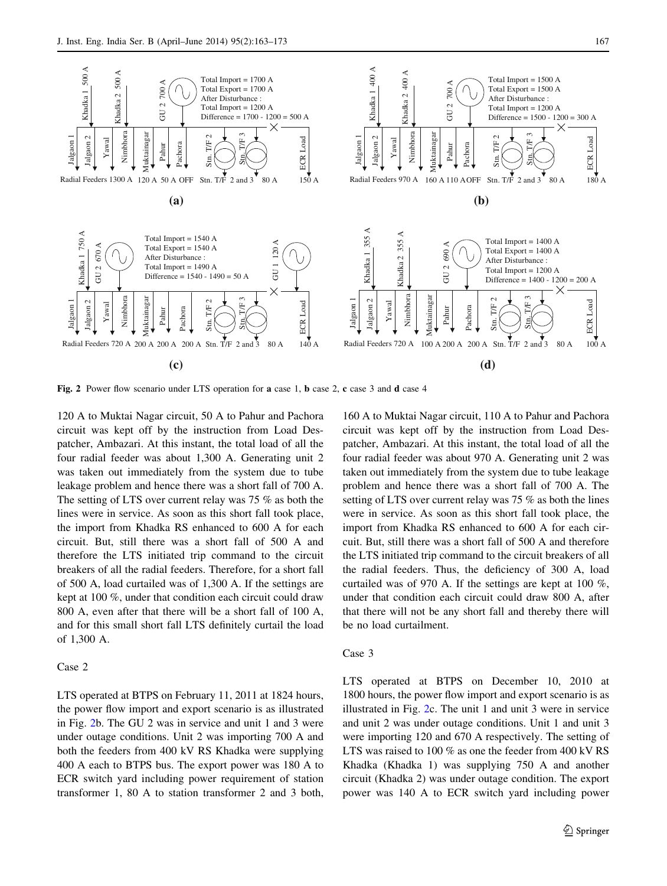Fig. 2 Power flow scenario under LTS operation for **a** case 1, **b** case 2, **c** case 3 and **d** case 4

120 A to Muktai Nagar circuit, 50 A to Pahur and Pachora circuit was kept off by the instruction from Load Despatcher, Ambazari. At this instant, the total load of all the four radial feeder was about 1,300 A. Generating unit 2 was taken out immediately from the system due to tube leakage problem and hence there was a short fall of 700 A. The setting of LTS over current relay was 75 % as both the lines were in service. As soon as this short fall took place, the import from Khadka RS enhanced to 600 A for each circuit. But, still there was a short fall of 500 A and therefore the LTS initiated trip command to the circuit breakers of all the radial feeders. Therefore, for a short fall of 500 A, load curtailed was of 1,300 A. If the settings are kept at 100 %, under that condition each circuit could draw 800 A, even after that there will be a short fall of 100 A, and for this small short fall LTS definitely curtail the load of 1,300 A.

Case 2

LTS operated at BTPS on February 11, 2011 at 1824 hours, the power flow import and export scenario is as illustrated in Fig. 2b. The GU 2 was in service and unit 1 and 3 were under outage conditions. Unit 2 was importing 700 A and both the feeders from 400 kV RS Khadka were supplying 400 A each to BTPS bus. The export power was 180 A to ECR switch yard including power requirement of station transformer 1, 80 A to station transformer 2 and 3 both, 160 A to Muktai Nagar circuit, 110 A to Pahur and Pachora circuit was kept off by the instruction from Load Despatcher, Ambazari. At this instant, the total load of all the four radial feeder was about 970 A. Generating unit 2 was taken out immediately from the system due to tube leakage problem and hence there was a short fall of 700 A. The setting of LTS over current relay was 75 % as both the lines were in service. As soon as this short fall took place, the import from Khadka RS enhanced to 600 A for each circuit. But, still there was a short fall of 500 A and therefore the LTS initiated trip command to the circuit breakers of all the radial feeders. Thus, the deficiency of 300 A, load curtailed was of 970 A. If the settings are kept at 100 %, under that condition each circuit could draw 800 A, after that there will not be any short fall and thereby there will be no load curtailment.

Case 3

LTS operated at BTPS on December 10, 2010 at 1800 hours, the power flow import and export scenario is as illustrated in Fig. 2c. The unit 1 and unit 3 were in service and unit 2 was under outage conditions. Unit 1 and unit 3 were importing 120 and 670 A respectively. The setting of LTS was raised to 100 % as one the feeder from 400 kV RS Khadka (Khadka 1) was supplying 750 A and another circuit (Khadka 2) was under outage condition. The export power was 140 A to ECR switch yard including power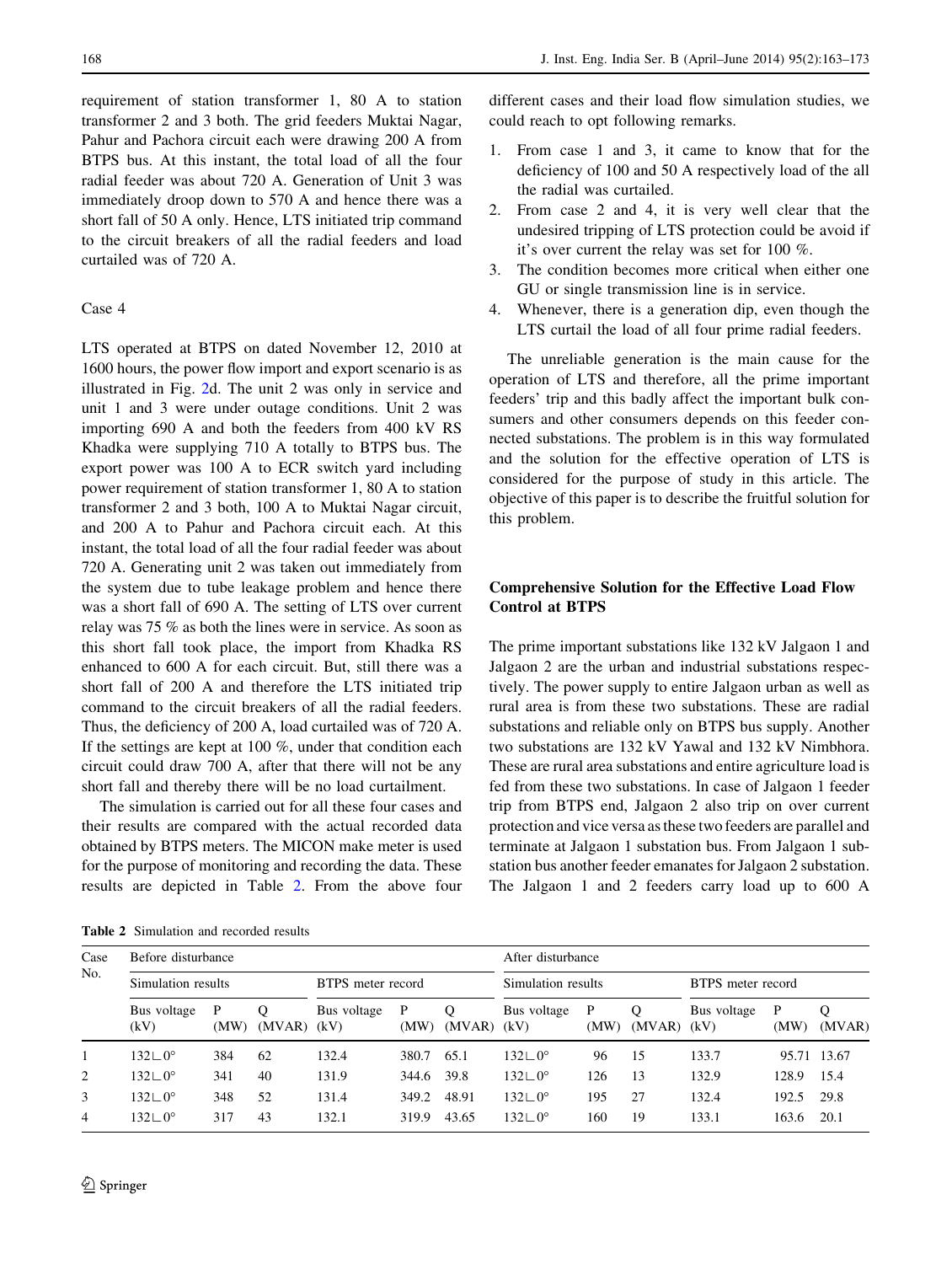requirement of station transformer 1, 80 A to station transformer 2 and 3 both. The grid feeders Muktai Nagar, Pahur and Pachora circuit each were drawing 200 A from BTPS bus. At this instant, the total load of all the four radial feeder was about 720 A. Generation of Unit 3 was immediately droop down to 570 A and hence there was a short fall of 50 A only. Hence, LTS initiated trip command to the circuit breakers of all the radial feeders and load curtailed was of 720 A.

Case 4

LTS operated at BTPS on dated November 12, 2010 at 1600 hours, the power flow import and export scenario is as illustrated in Fig. 2d. The unit 2 was only in service and unit 1 and 3 were under outage conditions. Unit 2 was importing 690 A and both the feeders from 400 kV RS Khadka were supplying 710 A totally to BTPS bus. The export power was 100 A to ECR switch yard including power requirement of station transformer 1, 80 A to station transformer 2 and 3 both, 100 A to Muktai Nagar circuit, and 200 A to Pahur and Pachora circuit each. At this instant, the total load of all the four radial feeder was about 720 A. Generating unit 2 was taken out immediately from the system due to tube leakage problem and hence there was a short fall of 690 A. The setting of LTS over current relay was 75 % as both the lines were in service. As soon as this short fall took place, the import from Khadka RS enhanced to 600 A for each circuit. But, still there was a short fall of 200 A and therefore the LTS initiated trip command to the circuit breakers of all the radial feeders. Thus, the deficiency of 200 A, load curtailed was of 720 A. If the settings are kept at 100 %, under that condition each circuit could draw 700 A, after that there will not be any short fall and thereby there will be no load curtailment.

The simulation is carried out for all these four cases and their results are compared with the actual recorded data obtained by BTPS meters. The MICON make meter is used for the purpose of monitoring and recording the data. These results are depicted in Table 2. From the above four different cases and their load flow simulation studies, we could reach to opt following remarks.

1. From case 1 and 3, it came to know that for the deficiency of 100 and 50 A respectively load of the all the radial was curtailed.
2. From case 2 and 4, it is very well clear that the undesired tripping of LTS protection could be avoid if it's over current the relay was set for 100 %.
3. The condition becomes more critical when either one GU or single transmission line is in service.
4. Whenever, there is a generation dip, even though the LTS curtail the load of all four prime radial feeders.

The unreliable generation is the main cause for the operation of LTS and therefore, all the prime important feeders' trip and this badly affect the important bulk consumers and other consumers depends on this feeder connected substations. The problem is in this way formulated and the solution for the effective operation of LTS is considered for the purpose of study in this article. The objective of this paper is to describe the fruitful solution for this problem.

## Comprehensive Solution for the Effective Load Flow Control at BTPS

The prime important substations like 132 kV Jalgaon 1 and Jalgaon 2 are the urban and industrial substations respectively. The power supply to entire Jalgaon urban as well as rural area is from these two substations. These are radial substations and reliable only on BTPS bus supply. Another two substations are 132 kV Yawal and 132 kV Nimbhora. These are rural area substations and entire agriculture load is fed from these two substations. In case of Jalgaon 1 feeder trip from BTPS end, Jalgaon 2 also trip on over current protection and vice versa as these two feeders are parallel and terminate at Jalgaon 1 substation bus. From Jalgaon 1 substation bus another feeder emanates for Jalgaon 2 substation. The Jalgaon 1 and 2 feeders carry load up to 600 A

Table 2 Simulation and recorded results

| Case No. | Before disturbance | | | | | | After disturbance | | | | | |
|---|---|---|---|---|---|---|---|---|---|---|---|---|
| | Simulation results | | | BTPS meter record | | | Simulation results | | | BTPS meter record | | |
| | Bus voltage (kV) | P (MW) | Q (MVAR) | Bus voltage (kV) | P (MW) | Q (MVAR) | Bus voltage (kV) | P (MW) | Q (MVAR) | Bus voltage (kV) | P (MW) | Q (MVAR) |
| 1 | $132\angle 0°$ | 384 | 62 | 132.4 | 380.7 | 65.1 | $132\angle 0°$ | 96 | 15 | 133.7 | 95.71 | 13.67 |
| 2 | $132\angle 0°$ | 341 | 40 | 131.9 | 344.6 | 39.8 | $132\angle 0°$ | 126 | 13 | 132.9 | 128.9 | 15.4 |
| 3 | $132\angle 0°$ | 348 | 52 | 131.4 | 349.2 | 48.91 | $132\angle 0°$ | 195 | 27 | 132.4 | 192.5 | 29.8 |
| 4 | $132\angle 0°$ | 317 | 43 | 132.1 | 319.9 | 43.65 | $132\angle 0°$ | 160 | 19 | 133.1 | 163.6 | 20.1 |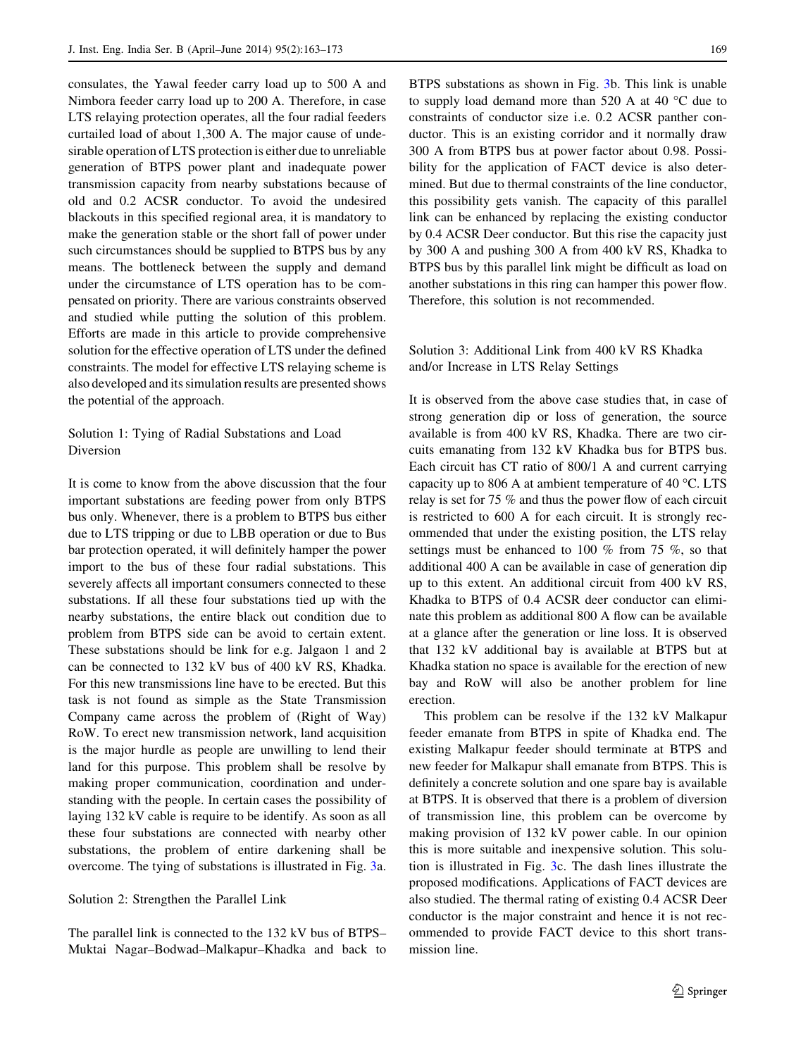consulates, the Yawal feeder carry load up to 500 A and Nimbora feeder carry load up to 200 A. Therefore, in case LTS relaying protection operates, all the four radial feeders curtailed load of about 1,300 A. The major cause of undesirable operation of LTS protection is either due to unreliable generation of BTPS power plant and inadequate power transmission capacity from nearby substations because of old and 0.2 ACSR conductor. To avoid the undesired blackouts in this specified regional area, it is mandatory to make the generation stable or the short fall of power under such circumstances should be supplied to BTPS bus by any means. The bottleneck between the supply and demand under the circumstance of LTS operation has to be compensated on priority. There are various constraints observed and studied while putting the solution of this problem. Efforts are made in this article to provide comprehensive solution for the effective operation of LTS under the defined constraints. The model for effective LTS relaying scheme is also developed and its simulation results are presented shows the potential of the approach.

### Solution 1: Tying of Radial Substations and Load Diversion

It is come to know from the above discussion that the four important substations are feeding power from only BTPS bus only. Whenever, there is a problem to BTPS bus either due to LTS tripping or due to LBB operation or due to Bus bar protection operated, it will definitely hamper the power import to the bus of these four radial substations. This severely affects all important consumers connected to these substations. If all these four substations tied up with the nearby substations, the entire black out condition due to problem from BTPS side can be avoid to certain extent. These substations should be link for e.g. Jalgaon 1 and 2 can be connected to 132 kV bus of 400 kV RS, Khadka. For this new transmissions line have to be erected. But this task is not found as simple as the State Transmission Company came across the problem of (Right of Way) RoW. To erect new transmission network, land acquisition is the major hurdle as people are unwilling to lend their land for this purpose. This problem shall be resolve by making proper communication, coordination and understanding with the people. In certain cases the possibility of laying 132 kV cable is require to be identify. As soon as all these four substations are connected with nearby other substations, the problem of entire darkening shall be overcome. The tying of substations is illustrated in Fig. 3a.

### Solution 2: Strengthen the Parallel Link

The parallel link is connected to the 132 kV bus of BTPS–Muktai Nagar–Bodwad–Malkapur–Khadka and back to BTPS substations as shown in Fig. 3b. This link is unable to supply load demand more than 520 A at 40 °C due to constraints of conductor size i.e. 0.2 ACSR panther conductor. This is an existing corridor and it normally draw 300 A from BTPS bus at power factor about 0.98. Possibility for the application of FACT device is also determined. But due to thermal constraints of the line conductor, this possibility gets vanish. The capacity of this parallel link can be enhanced by replacing the existing conductor by 0.4 ACSR Deer conductor. But this rise the capacity just by 300 A and pushing 300 A from 400 kV RS, Khadka to BTPS bus by this parallel link might be difficult as load on another substations in this ring can hamper this power flow. Therefore, this solution is not recommended.

### Solution 3: Additional Link from 400 kV RS Khadka and/or Increase in LTS Relay Settings

It is observed from the above case studies that, in case of strong generation dip or loss of generation, the source available is from 400 kV RS, Khadka. There are two circuits emanating from 132 kV Khadka bus for BTPS bus. Each circuit has CT ratio of 800/1 A and current carrying capacity up to 806 A at ambient temperature of 40 °C. LTS relay is set for 75 % and thus the power flow of each circuit is restricted to 600 A for each circuit. It is strongly recommended that under the existing position, the LTS relay settings must be enhanced to 100 % from 75 %, so that additional 400 A can be available in case of generation dip up to this extent. An additional circuit from 400 kV RS, Khadka to BTPS of 0.4 ACSR deer conductor can eliminate this problem as additional 800 A flow can be available at a glance after the generation or line loss. It is observed that 132 kV additional bay is available at BTPS but at Khadka station no space is available for the erection of new bay and RoW will also be another problem for line erection.

This problem can be resolve if the 132 kV Malkapur feeder emanate from BTPS in spite of Khadka end. The existing Malkapur feeder should terminate at BTPS and new feeder for Malkapur shall emanate from BTPS. This is definitely a concrete solution and one spare bay is available at BTPS. It is observed that there is a problem of diversion of transmission line, this problem can be overcome by making provision of 132 kV power cable. In our opinion this is more suitable and inexpensive solution. This solution is illustrated in Fig. 3c. The dash lines illustrate the proposed modifications. Applications of FACT devices are also studied. The thermal rating of existing 0.4 ACSR Deer conductor is the major constraint and hence it is not recommended to provide FACT device to this short transmission line.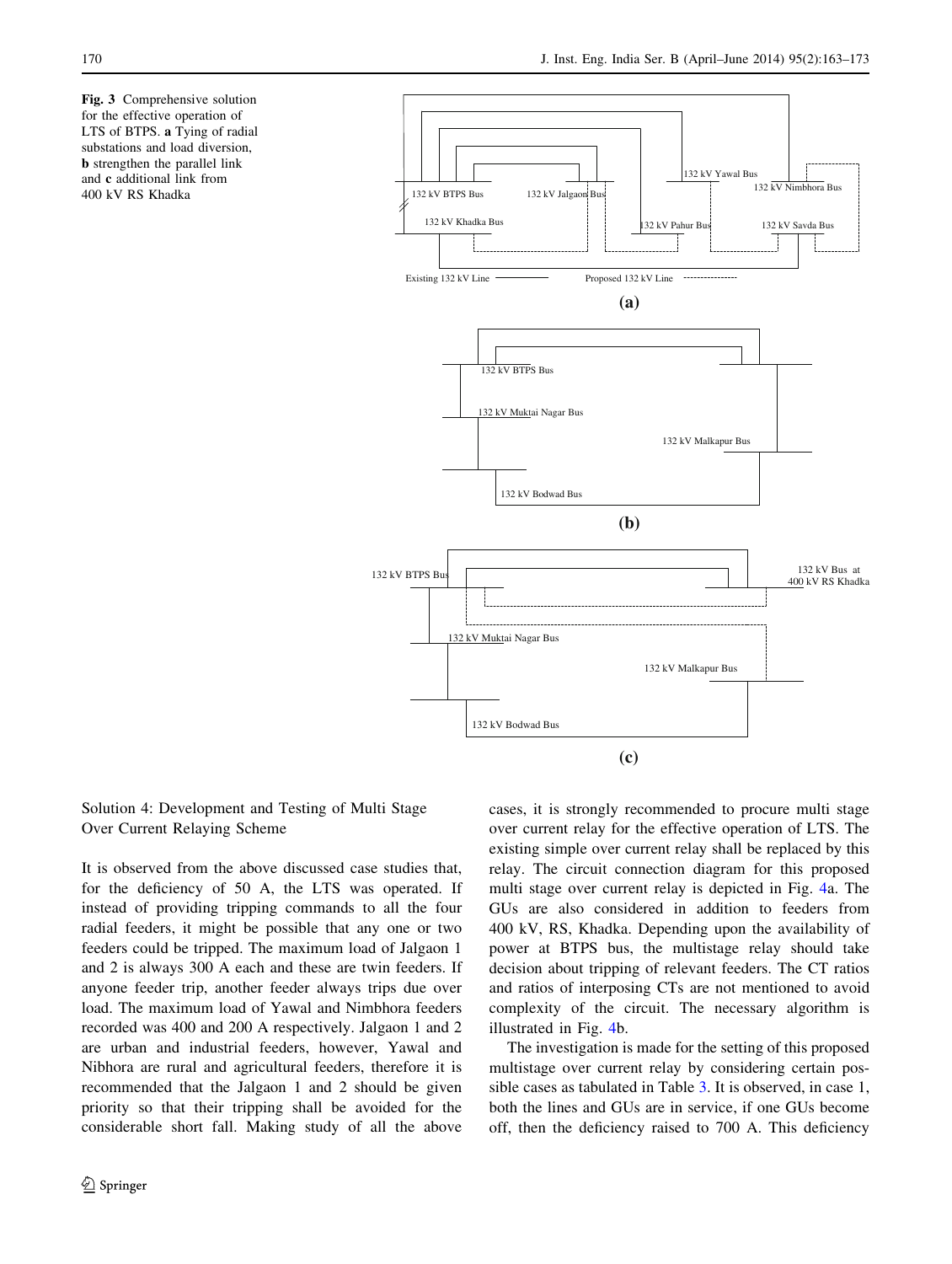**Fig. 3** Comprehensive solution for the effective operation of LTS of BTPS. **a** Tying of radial substations and load diversion, **b** strengthen the parallel link and **c** additional link from 400 kV RS Khadka

Solution 4: Development and Testing of Multi Stage Over Current Relaying Scheme

It is observed from the above discussed case studies that, for the deficiency of 50 A, the LTS was operated. If instead of providing tripping commands to all the four radial feeders, it might be possible that any one or two feeders could be tripped. The maximum load of Jalgaon 1 and 2 is always 300 A each and these are twin feeders. If anyone feeder trip, another feeder always trips due over load. The maximum load of Yawal and Nimbhora feeders recorded was 400 and 200 A respectively. Jalgaon 1 and 2 are urban and industrial feeders, however, Yawal and Nibhora are rural and agricultural feeders, therefore it is recommended that the Jalgaon 1 and 2 should be given priority so that their tripping shall be avoided for the considerable short fall. Making study of all the above cases, it is strongly recommended to procure multi stage over current relay for the effective operation of LTS. The existing simple over current relay shall be replaced by this relay. The circuit connection diagram for this proposed multi stage over current relay is depicted in Fig. 4a. The GUs are also considered in addition to feeders from 400 kV, RS, Khadka. Depending upon the availability of power at BTPS bus, the multistage relay should take decision about tripping of relevant feeders. The CT ratios and ratios of interposing CTs are not mentioned to avoid complexity of the circuit. The necessary algorithm is illustrated in Fig. 4b.

The investigation is made for the setting of this proposed multistage over current relay by considering certain possible cases as tabulated in Table 3. It is observed, in case 1, both the lines and GUs are in service, if one GUs become off, then the deficiency raised to 700 A. This deficiency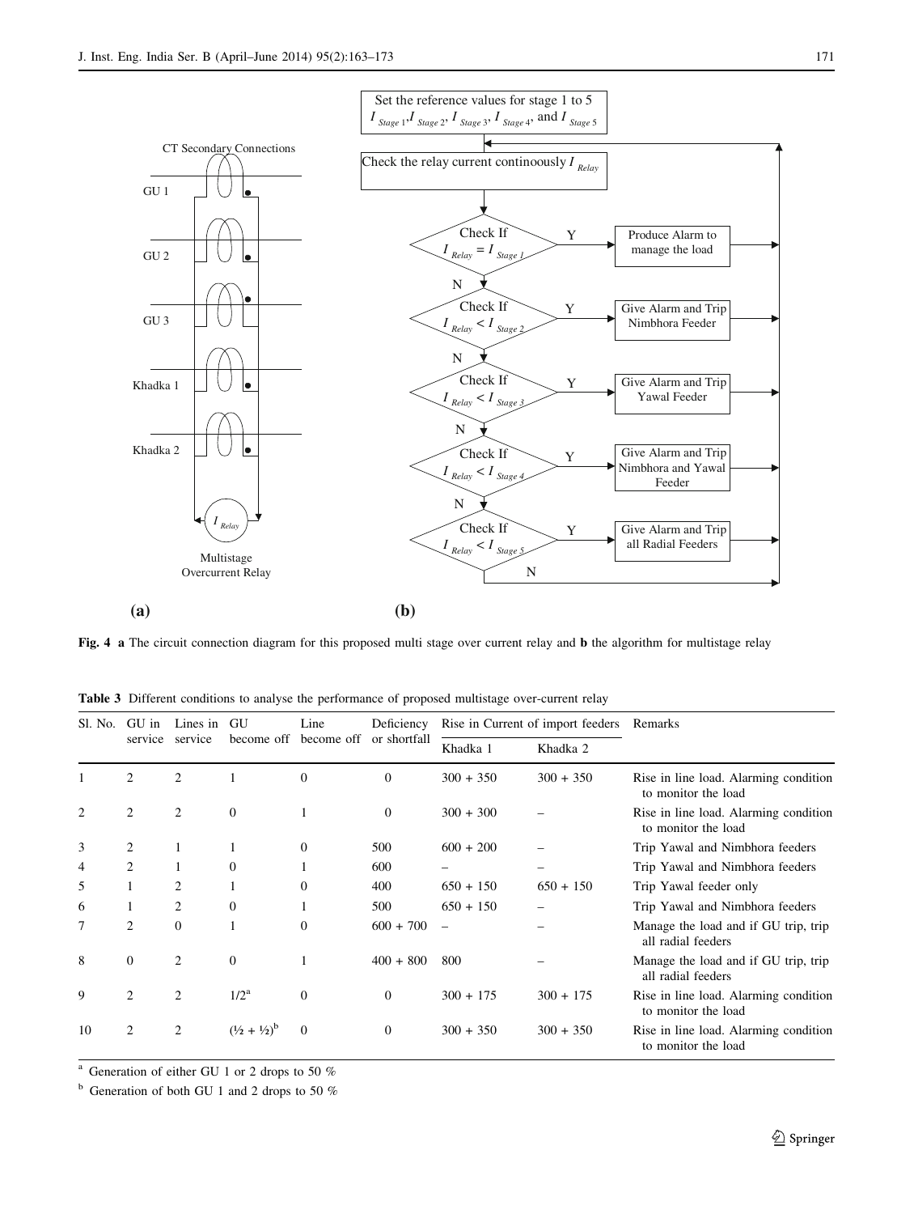Fig. 4 **a** The circuit connection diagram for this proposed multi stage over current relay and **b** the algorithm for multistage relay

**Table 3** Different conditions to analyse the performance of proposed multistage over-current relay

| Sl. No. | GU in service | Lines in service | GU become off | Line become off | Deficiency or shortfall | Rise in Current of import feeders | | Remarks |
|---|---|---|---|---|---|---|---|---|
| | | | | | | Khadka 1 | Khadka 2 | |
| 1 | 2 | 2 | 1 | 0 | 0 | 300 + 350 | 300 + 350 | Rise in line load. Alarming condition to monitor the load |
| 2 | 2 | 2 | 0 | 1 | 0 | 300 + 300 | – | Rise in line load. Alarming condition to monitor the load |
| 3 | 2 | 1 | 1 | 0 | 500 | 600 + 200 | – | Trip Yawal and Nimbhora feeders |
| 4 | 2 | 1 | 0 | 1 | 600 | – | – | Trip Yawal and Nimbhora feeders |
| 5 | 1 | 2 | 1 | 0 | 400 | 650 + 150 | 650 + 150 | Trip Yawal feeder only |
| 6 | 1 | 2 | 0 | 1 | 500 | 650 + 150 | – | Trip Yawal and Nimbhora feeders |
| 7 | 2 | 0 | 1 | 0 | 600 + 700 | – | – | Manage the load and if GU trip, trip all radial feeders |
| 8 | 0 | 2 | 0 | 1 | 400 + 800 | 800 | – | Manage the load and if GU trip, trip all radial feeders |
| 9 | 2 | 2 | 1/2[a] | 0 | 0 | 300 + 175 | 300 + 175 | Rise in line load. Alarming condition to monitor the load |
| 10 | 2 | 2 | (½ + ½)[b] | 0 | 0 | 300 + 350 | 300 + 350 | Rise in line load. Alarming condition to monitor the load |

[a] Generation of either GU 1 or 2 drops to 50 %

[b] Generation of both GU 1 and 2 drops to 50 %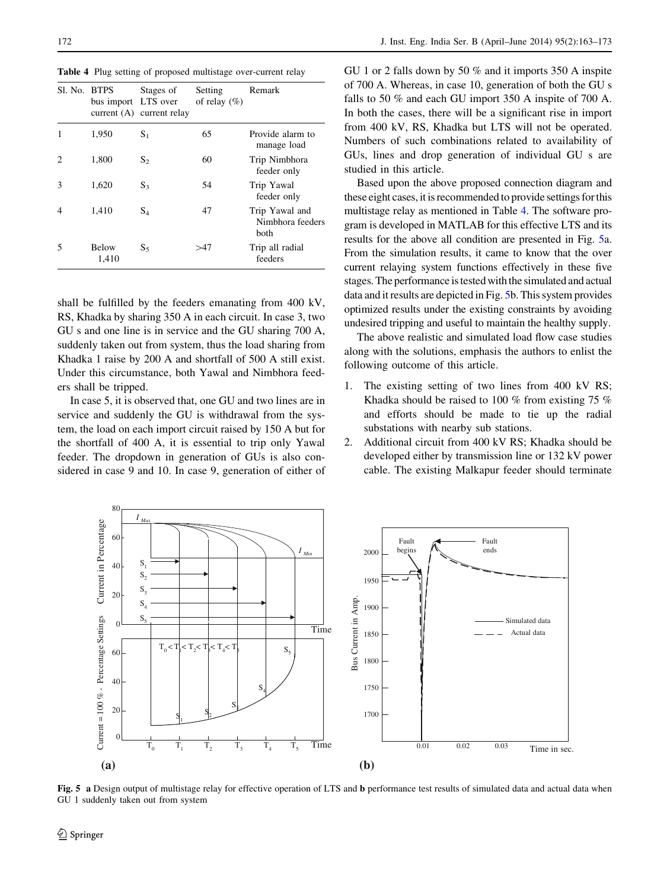**Table 4** Plug setting of proposed multistage over-current relay

| Sl. No. | BTPS bus import current (A) | Stages of LTS over current relay | Setting of relay (%) | Remark |
|---|---|---|---|---|
| 1 | 1,950 | $S_1$ | 65 | Provide alarm to manage load |
| 2 | 1,800 | $S_2$ | 60 | Trip Nimbhora feeder only |
| 3 | 1,620 | $S_3$ | 54 | Trip Yawal feeder only |
| 4 | 1,410 | $S_4$ | 47 | Trip Yawal and Nimbhora feeders both |
| 5 | Below 1,410 | $S_5$ | >47 | Trip all radial feeders |

shall be fulfilled by the feeders emanating from 400 kV, RS, Khadka by sharing 350 A in each circuit. In case 3, two GU s and one line is in service and the GU sharing 700 A, suddenly taken out from system, thus the load sharing from Khadka 1 raise by 200 A and shortfall of 500 A still exist. Under this circumstance, both Yawal and Nimbhora feeders shall be tripped.

In case 5, it is observed that, one GU and two lines are in service and suddenly the GU is withdrawal from the system, the load on each import circuit raised by 150 A but for the shortfall of 400 A, it is essential to trip only Yawal feeder. The dropdown in generation of GUs is also considered in case 9 and 10. In case 9, generation of either of GU 1 or 2 falls down by 50 % and it imports 350 A inspite of 700 A. Whereas, in case 10, generation of both the GU s falls to 50 % and each GU import 350 A inspite of 700 A. In both the cases, there will be a significant rise in import from 400 kV, RS, Khadka but LTS will not be operated. Numbers of such combinations related to availability of GUs, lines and drop generation of individual GU s are studied in this article.

Based upon the above proposed connection diagram and these eight cases, it is recommended to provide settings for this multistage relay as mentioned in Table 4. The software program is developed in MATLAB for this effective LTS and its results for the above all condition are presented in Fig. 5a. From the simulation results, it came to know that the over current relaying system functions effectively in these five stages. The performance is tested with the simulated and actual data and it results are depicted in Fig. 5b. This system provides optimized results under the existing constraints by avoiding undesired tripping and useful to maintain the healthy supply.

The above realistic and simulated load flow case studies along with the solutions, emphasis the authors to enlist the following outcome of this article.

1. The existing setting of two lines from 400 kV RS; Khadka should be raised to 100 % from existing 75 % and efforts should be made to tie up the radial substations with nearby sub stations.
2. Additional circuit from 400 kV RS; Khadka should be developed either by transmission line or 132 kV power cable. The existing Malkapur feeder should terminate

**Fig. 5** **a** Design output of multistage relay for effective operation of LTS and **b** performance test results of simulated data and actual data when GU 1 suddenly taken out from system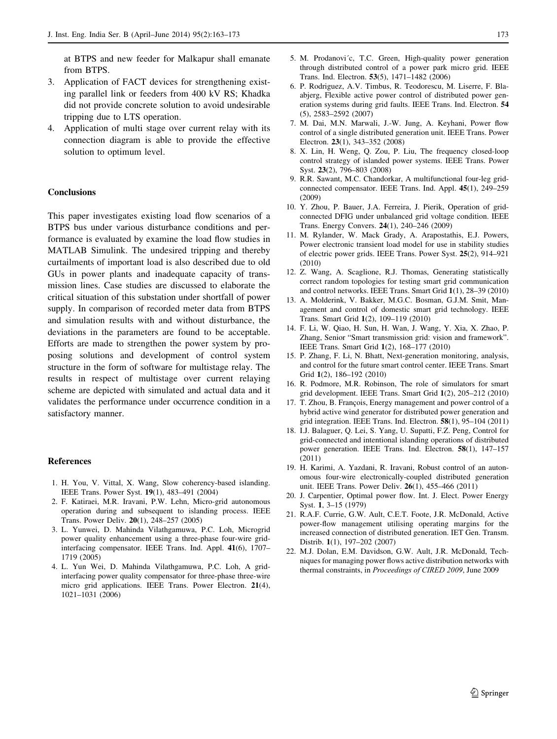at BTPS and new feeder for Malkapur shall emanate from BTPS.

3. Application of FACT devices for strengthening existing parallel link or feeders from 400 kV RS; Khadka did not provide concrete solution to avoid undesirable tripping due to LTS operation.
4. Application of multi stage over current relay with its connection diagram is able to provide the effective solution to optimum level.

## Conclusions

This paper investigates existing load flow scenarios of a BTPS bus under various disturbance conditions and performance is evaluated by examine the load flow studies in MATLAB Simulink. The undesired tripping and thereby curtailments of important load is also described due to old GUs in power plants and inadequate capacity of transmission lines. Case studies are discussed to elaborate the critical situation of this substation under shortfall of power supply. In comparison of recorded meter data from BTPS and simulation results with and without disturbance, the deviations in the parameters are found to be acceptable. Efforts are made to strengthen the power system by proposing solutions and development of control system structure in the form of software for multistage relay. The results in respect of multistage over current relaying scheme are depicted with simulated and actual data and it validates the performance under occurrence condition in a satisfactory manner.

## References

1. H. You, V. Vittal, X. Wang, Slow coherency-based islanding. IEEE Trans. Power Syst. **19**(1), 483–491 (2004)
2. F. Katiraei, M.R. Iravani, P.W. Lehn, Micro-grid autonomous operation during and subsequent to islanding process. IEEE Trans. Power Deliv. **20**(1), 248–257 (2005)
3. L. Yunwei, D. Mahinda Vilathgamuwa, P.C. Loh, Microgrid power quality enhancement using a three-phase four-wire grid-interfacing compensator. IEEE Trans. Ind. Appl. **41**(6), 1707–1719 (2005)
4. L. Yun Wei, D. Mahinda Vilathgamuwa, P.C. Loh, A grid-interfacing power quality compensator for three-phase three-wire micro grid applications. IEEE Trans. Power Electron. **21**(4), 1021–1031 (2006)
5. M. Prodanovi´c, T.C. Green, High-quality power generation through distributed control of a power park micro grid. IEEE Trans. Ind. Electron. **53**(5), 1471–1482 (2006)
6. P. Rodriguez, A.V. Timbus, R. Teodorescu, M. Liserre, F. Blaabjerg, Flexible active power control of distributed power generation systems during grid faults. IEEE Trans. Ind. Electron. **54** (5), 2583–2592 (2007)
7. M. Dai, M.N. Marwali, J.-W. Jung, A. Keyhani, Power flow control of a single distributed generation unit. IEEE Trans. Power Electron. **23**(1), 343–352 (2008)
8. X. Lin, H. Weng, Q. Zou, P. Liu, The frequency closed-loop control strategy of islanded power systems. IEEE Trans. Power Syst. **23**(2), 796–803 (2008)
9. R.R. Sawant, M.C. Chandorkar, A multifunctional four-leg grid-connected compensator. IEEE Trans. Ind. Appl. **45**(1), 249–259 (2009)
10. Y. Zhou, P. Bauer, J.A. Ferreira, J. Pierik, Operation of grid-connected DFIG under unbalanced grid voltage condition. IEEE Trans. Energy Convers. **24**(1), 240–246 (2009)
11. M. Rylander, W. Mack Grady, A. Arapostathis, E.J. Powers, Power electronic transient load model for use in stability studies of electric power grids. IEEE Trans. Power Syst. **25**(2), 914–921 (2010)
12. Z. Wang, A. Scaglione, R.J. Thomas, Generating statistically correct random topologies for testing smart grid communication and control networks. IEEE Trans. Smart Grid **1**(1), 28–39 (2010)
13. A. Molderink, V. Bakker, M.G.C. Bosman, G.J.M. Smit, Management and control of domestic smart grid technology. IEEE Trans. Smart Grid **1**(2), 109–119 (2010)
14. F. Li, W. Qiao, H. Sun, H. Wan, J. Wang, Y. Xia, X. Zhao, P. Zhang, Senior "Smart transmission grid: vision and framework". IEEE Trans. Smart Grid **1**(2), 168–177 (2010)
15. P. Zhang, F. Li, N. Bhatt, Next-generation monitoring, analysis, and control for the future smart control center. IEEE Trans. Smart Grid **1**(2), 186–192 (2010)
16. R. Podmore, M.R. Robinson, The role of simulators for smart grid development. IEEE Trans. Smart Grid **1**(2), 205–212 (2010)
17. T. Zhou, B. François, Energy management and power control of a hybrid active wind generator for distributed power generation and grid integration. IEEE Trans. Ind. Electron. **58**(1), 95–104 (2011)
18. I.J. Balaguer, Q. Lei, S. Yang, U. Supatti, F.Z. Peng, Control for grid-connected and intentional islanding operations of distributed power generation. IEEE Trans. Ind. Electron. **58**(1), 147–157 (2011)
19. H. Karimi, A. Yazdani, R. Iravani, Robust control of an autonomous four-wire electronically-coupled distributed generation unit. IEEE Trans. Power Deliv. **26**(1), 455–466 (2011)
20. J. Carpentier, Optimal power flow. Int. J. Elect. Power Energy Syst. **1**, 3–15 (1979)
21. R.A.F. Currie, G.W. Ault, C.E.T. Foote, J.R. McDonald, Active power-flow management utilising operating margins for the increased connection of distributed generation. IET Gen. Transm. Distrib. **1**(1), 197–202 (2007)
22. M.J. Dolan, E.M. Davidson, G.W. Ault, J.R. McDonald, Techniques for managing power flows active distribution networks with thermal constraints, in *Proceedings of CIRED 2009*, June 2009